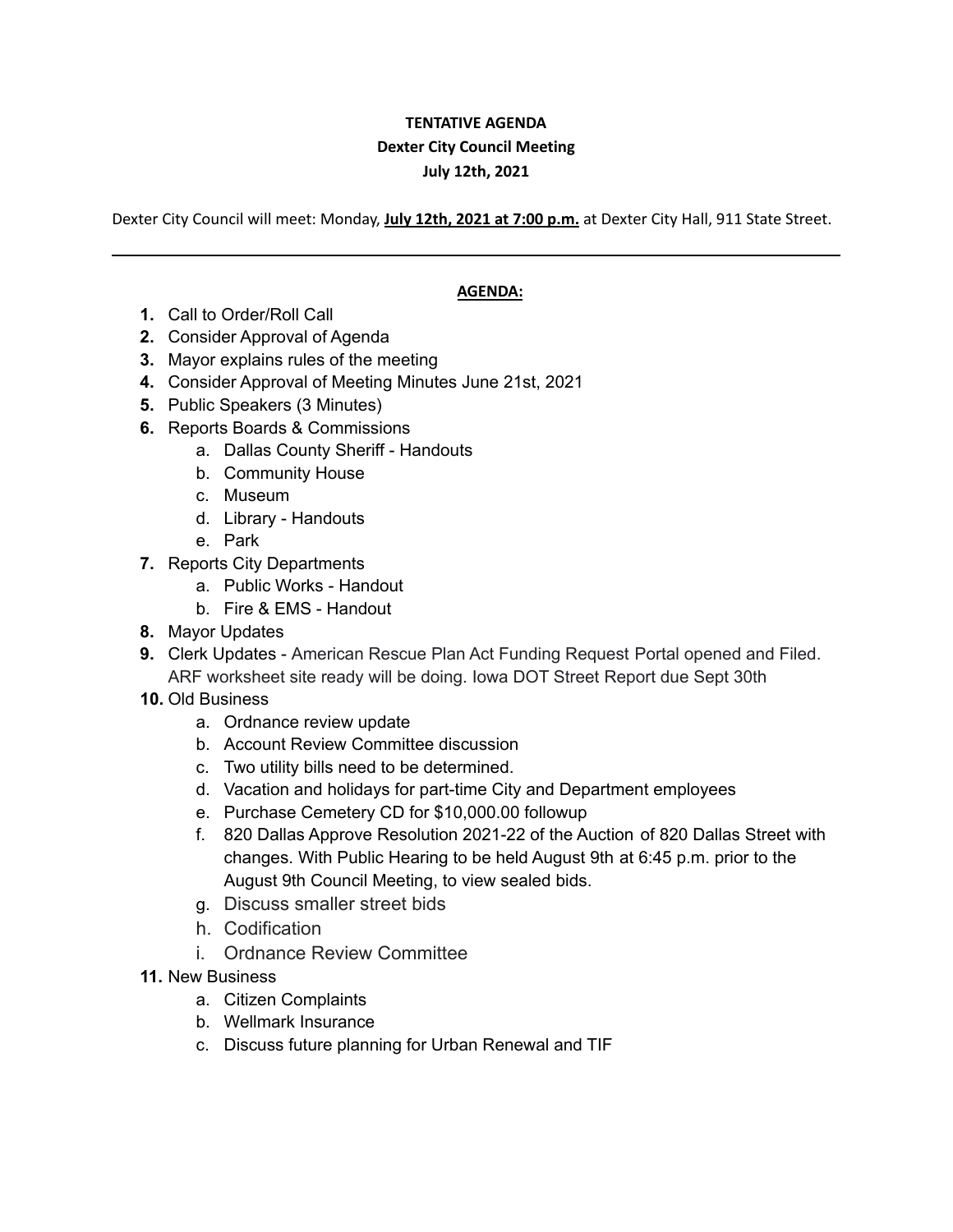**TENTATIVE AGENDA**

**Dexter City Council Meeting**

**July 12th, 2021**

Dexter City Council will meet: Monday, **July 12th, 2021 at 7:00 p.m.** at Dexter City Hall, 911 State Street.

---

**AGENDA:**

1. Call to Order/Roll Call
2. Consider Approval of Agenda
3. Mayor explains rules of the meeting
4. Consider Approval of Meeting Minutes June 21st, 2021
5. Public Speakers (3 Minutes)
6. Reports Boards & Commissions
   a. Dallas County Sheriff - Handouts
   b. Community House
   c. Museum
   d. Library - Handouts
   e. Park
7. Reports City Departments
   a. Public Works - Handout
   b. Fire & EMS - Handout
8. Mayor Updates
9. Clerk Updates - American Rescue Plan Act Funding Request Portal opened and Filed. ARF worksheet site ready will be doing. Iowa DOT Street Report due Sept 30th
10. Old Business
    a. Ordnance review update
    b. Account Review Committee discussion
    c. Two utility bills need to be determined.
    d. Vacation and holidays for part-time City and Department employees
    e. Purchase Cemetery CD for $10,000.00 followup
    f. 820 Dallas Approve Resolution 2021-22 of the Auction of 820 Dallas Street with changes. With Public Hearing to be held August 9th at 6:45 p.m. prior to the August 9th Council Meeting, to view sealed bids.
    g. Discuss smaller street bids
    h. Codification
    i. Ordnance Review Committee
11. New Business
    a. Citizen Complaints
    b. Wellmark Insurance
    c. Discuss future planning for Urban Renewal and TIF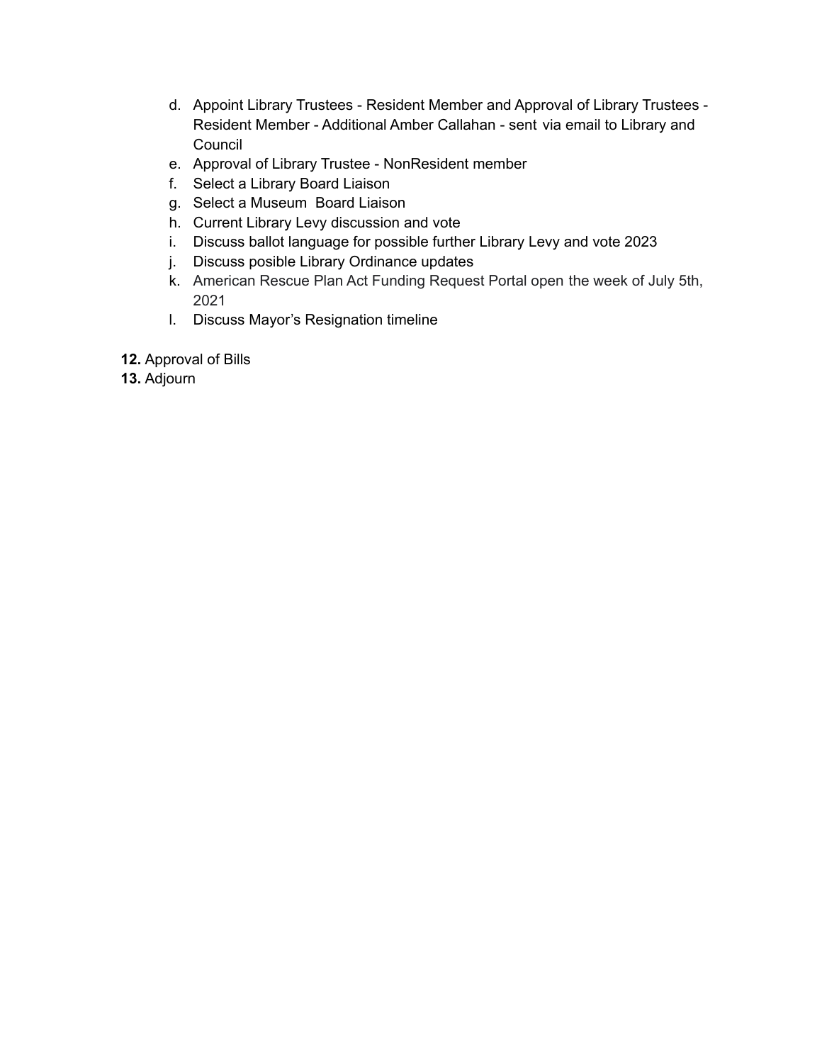d. Appoint Library Trustees - Resident Member and Approval of Library Trustees - Resident Member - Additional Amber Callahan - sent via email to Library and Council
e. Approval of Library Trustee - NonResident member
f. Select a Library Board Liaison
g. Select a Museum Board Liaison
h. Current Library Levy discussion and vote
i. Discuss ballot language for possible further Library Levy and vote 2023
j. Discuss posible Library Ordinance updates
k. American Rescue Plan Act Funding Request Portal open the week of July 5th, 2021
l. Discuss Mayor's Resignation timeline

**12.** Approval of Bills

**13.** Adjourn